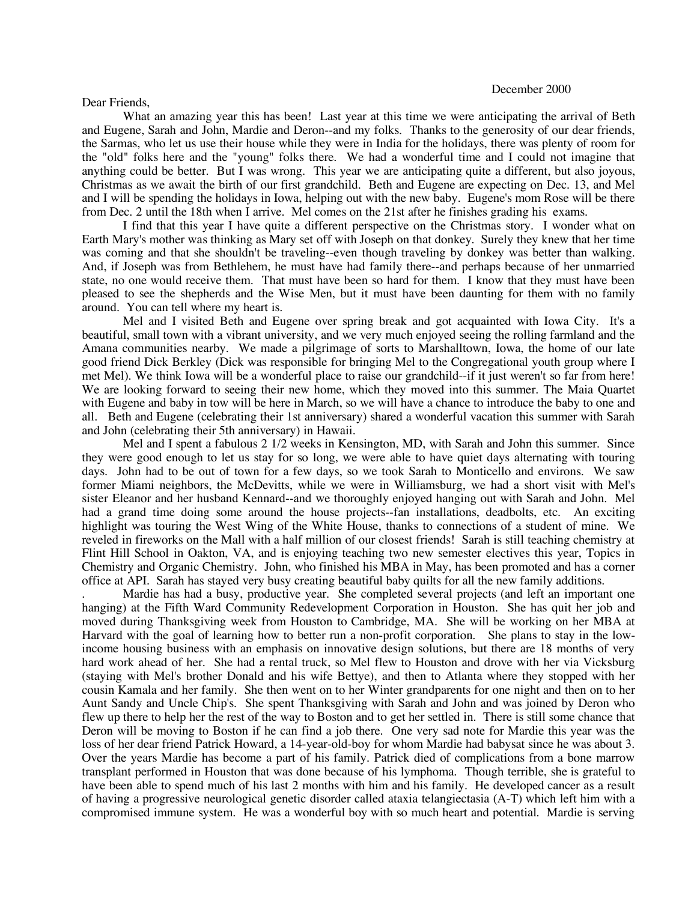December 2000

Dear Friends,

What an amazing year this has been! Last year at this time we were anticipating the arrival of Beth and Eugene, Sarah and John, Mardie and Deron--and my folks. Thanks to the generosity of our dear friends, the Sarmas, who let us use their house while they were in India for the holidays, there was plenty of room for the "old" folks here and the "young" folks there. We had a wonderful time and I could not imagine that anything could be better. But I was wrong. This year we are anticipating quite a different, but also joyous, Christmas as we await the birth of our first grandchild. Beth and Eugene are expecting on Dec. 13, and Mel and I will be spending the holidays in Iowa, helping out with the new baby. Eugene's mom Rose will be there from Dec. 2 until the 18th when I arrive. Mel comes on the 21st after he finishes grading his exams.

I find that this year I have quite a different perspective on the Christmas story. I wonder what on Earth Mary's mother was thinking as Mary set off with Joseph on that donkey. Surely they knew that her time was coming and that she shouldn't be traveling--even though traveling by donkey was better than walking. And, if Joseph was from Bethlehem, he must have had family there--and perhaps because of her unmarried state, no one would receive them. That must have been so hard for them. I know that they must have been pleased to see the shepherds and the Wise Men, but it must have been daunting for them with no family around. You can tell where my heart is.

Mel and I visited Beth and Eugene over spring break and got acquainted with Iowa City. It's a beautiful, small town with a vibrant university, and we very much enjoyed seeing the rolling farmland and the Amana communities nearby. We made a pilgrimage of sorts to Marshalltown, Iowa, the home of our late good friend Dick Berkley (Dick was responsible for bringing Mel to the Congregational youth group where I met Mel). We think Iowa will be a wonderful place to raise our grandchild--if it just weren't so far from here! We are looking forward to seeing their new home, which they moved into this summer. The Maia Quartet with Eugene and baby in tow will be here in March, so we will have a chance to introduce the baby to one and all. Beth and Eugene (celebrating their 1st anniversary) shared a wonderful vacation this summer with Sarah and John (celebrating their 5th anniversary) in Hawaii.

Mel and I spent a fabulous 2 1/2 weeks in Kensington, MD, with Sarah and John this summer. Since they were good enough to let us stay for so long, we were able to have quiet days alternating with touring days. John had to be out of town for a few days, so we took Sarah to Monticello and environs. We saw former Miami neighbors, the McDevitts, while we were in Williamsburg, we had a short visit with Mel's sister Eleanor and her husband Kennard--and we thoroughly enjoyed hanging out with Sarah and John. Mel had a grand time doing some around the house projects--fan installations, deadbolts, etc. An exciting highlight was touring the West Wing of the White House, thanks to connections of a student of mine. We reveled in fireworks on the Mall with a half million of our closest friends! Sarah is still teaching chemistry at Flint Hill School in Oakton, VA, and is enjoying teaching two new semester electives this year, Topics in Chemistry and Organic Chemistry. John, who finished his MBA in May, has been promoted and has a corner office at API. Sarah has stayed very busy creating beautiful baby quilts for all the new family additions.

. Mardie has had a busy, productive year. She completed several projects (and left an important one hanging) at the Fifth Ward Community Redevelopment Corporation in Houston. She has quit her job and moved during Thanksgiving week from Houston to Cambridge, MA. She will be working on her MBA at Harvard with the goal of learning how to better run a non-profit corporation. She plans to stay in the low-income housing business with an emphasis on innovative design solutions, but there are 18 months of very hard work ahead of her. She had a rental truck, so Mel flew to Houston and drove with her via Vicksburg (staying with Mel's brother Donald and his wife Bettye), and then to Atlanta where they stopped with her cousin Kamala and her family. She then went on to her Winter grandparents for one night and then on to her Aunt Sandy and Uncle Chip's. She spent Thanksgiving with Sarah and John and was joined by Deron who flew up there to help her the rest of the way to Boston and to get her settled in. There is still some chance that Deron will be moving to Boston if he can find a job there. One very sad note for Mardie this year was the loss of her dear friend Patrick Howard, a 14-year-old-boy for whom Mardie had babysat since he was about 3. Over the years Mardie has become a part of his family. Patrick died of complications from a bone marrow transplant performed in Houston that was done because of his lymphoma. Though terrible, she is grateful to have been able to spend much of his last 2 months with him and his family. He developed cancer as a result of having a progressive neurological genetic disorder called ataxia telangiectasia (A-T) which left him with a compromised immune system. He was a wonderful boy with so much heart and potential. Mardie is serving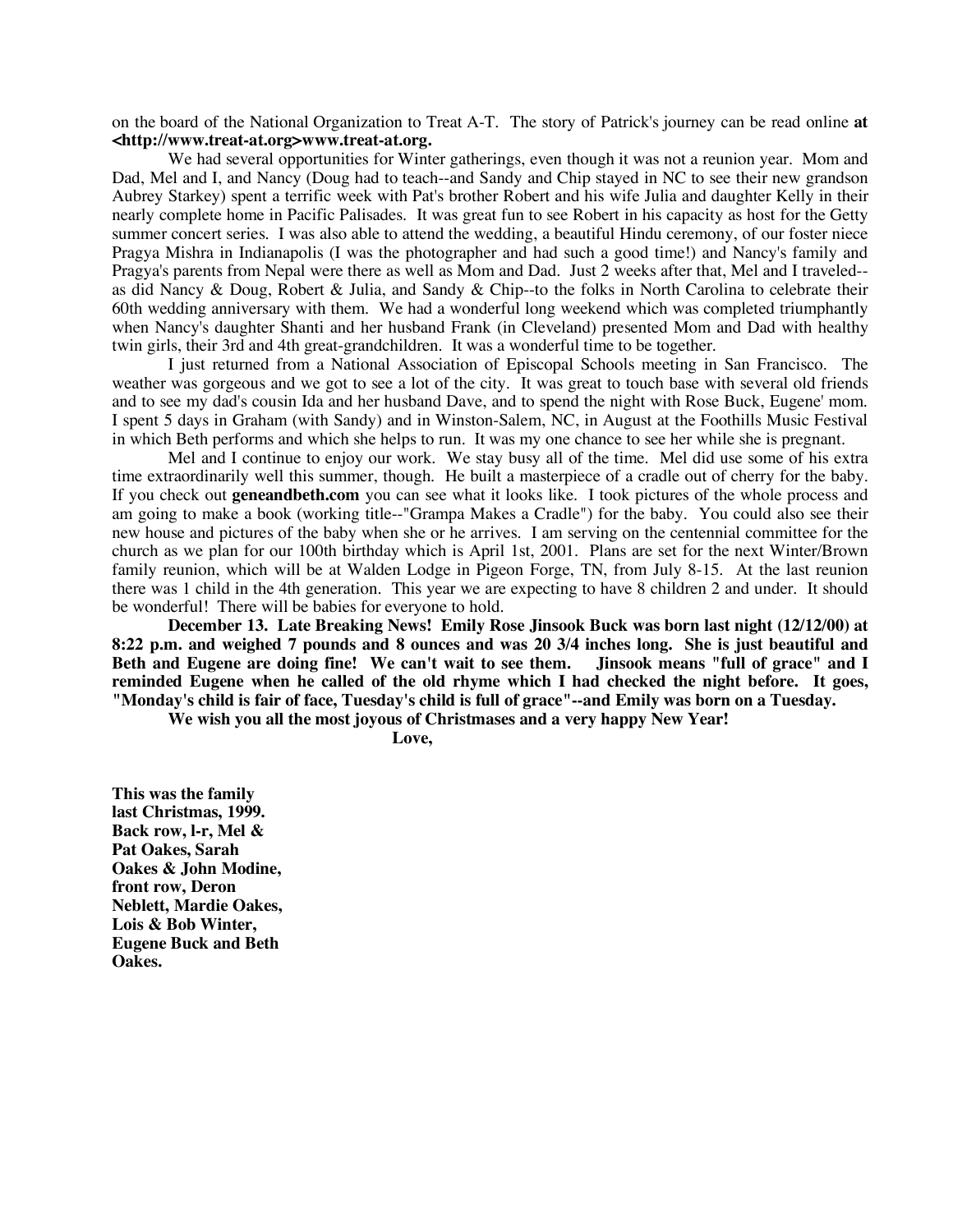on the board of the National Organization to Treat A-T. The story of Patrick's journey can be read online **at <http://www.treat-at.org>www.treat-at.org.**

We had several opportunities for Winter gatherings, even though it was not a reunion year. Mom and Dad, Mel and I, and Nancy (Doug had to teach--and Sandy and Chip stayed in NC to see their new grandson Aubrey Starkey) spent a terrific week with Pat's brother Robert and his wife Julia and daughter Kelly in their nearly complete home in Pacific Palisades. It was great fun to see Robert in his capacity as host for the Getty summer concert series. I was also able to attend the wedding, a beautiful Hindu ceremony, of our foster niece Pragya Mishra in Indianapolis (I was the photographer and had such a good time!) and Nancy's family and Pragya's parents from Nepal were there as well as Mom and Dad. Just 2 weeks after that, Mel and I traveled--as did Nancy & Doug, Robert & Julia, and Sandy & Chip--to the folks in North Carolina to celebrate their 60th wedding anniversary with them. We had a wonderful long weekend which was completed triumphantly when Nancy's daughter Shanti and her husband Frank (in Cleveland) presented Mom and Dad with healthy twin girls, their 3rd and 4th great-grandchildren. It was a wonderful time to be together.

I just returned from a National Association of Episcopal Schools meeting in San Francisco. The weather was gorgeous and we got to see a lot of the city. It was great to touch base with several old friends and to see my dad's cousin Ida and her husband Dave, and to spend the night with Rose Buck, Eugene' mom. I spent 5 days in Graham (with Sandy) and in Winston-Salem, NC, in August at the Foothills Music Festival in which Beth performs and which she helps to run. It was my one chance to see her while she is pregnant.

Mel and I continue to enjoy our work. We stay busy all of the time. Mel did use some of his extra time extraordinarily well this summer, though. He built a masterpiece of a cradle out of cherry for the baby. If you check out **geneandbeth.com** you can see what it looks like. I took pictures of the whole process and am going to make a book (working title--"Grampa Makes a Cradle") for the baby. You could also see their new house and pictures of the baby when she or he arrives. I am serving on the centennial committee for the church as we plan for our 100th birthday which is April 1st, 2001. Plans are set for the next Winter/Brown family reunion, which will be at Walden Lodge in Pigeon Forge, TN, from July 8-15. At the last reunion there was 1 child in the 4th generation. This year we are expecting to have 8 children 2 and under. It should be wonderful! There will be babies for everyone to hold.

**December 13. Late Breaking News! Emily Rose Jinsook Buck was born last night (12/12/00) at 8:22 p.m. and weighed 7 pounds and 8 ounces and was 20 3/4 inches long. She is just beautiful and Beth and Eugene are doing fine! We can't wait to see them. Jinsook means "full of grace" and I reminded Eugene when he called of the old rhyme which I had checked the night before. It goes, "Monday's child is fair of face, Tuesday's child is full of grace"--and Emily was born on a Tuesday.**

**We wish you all the most joyous of Christmases and a very happy New Year!**

**Love,**

**This was the family last Christmas, 1999. Back row, l-r, Mel & Pat Oakes, Sarah Oakes & John Modine, front row, Deron Neblett, Mardie Oakes, Lois & Bob Winter, Eugene Buck and Beth Oakes.**